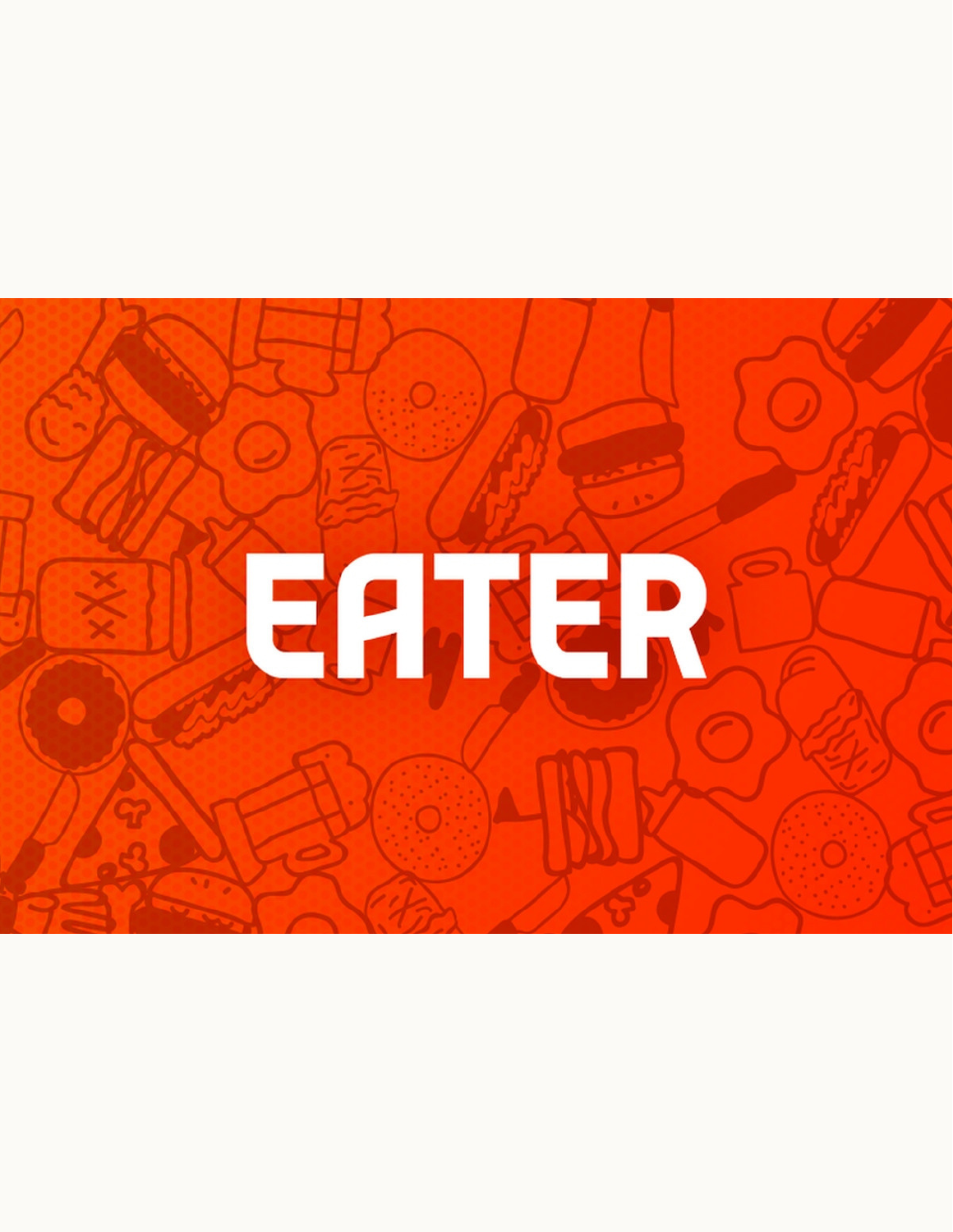EATER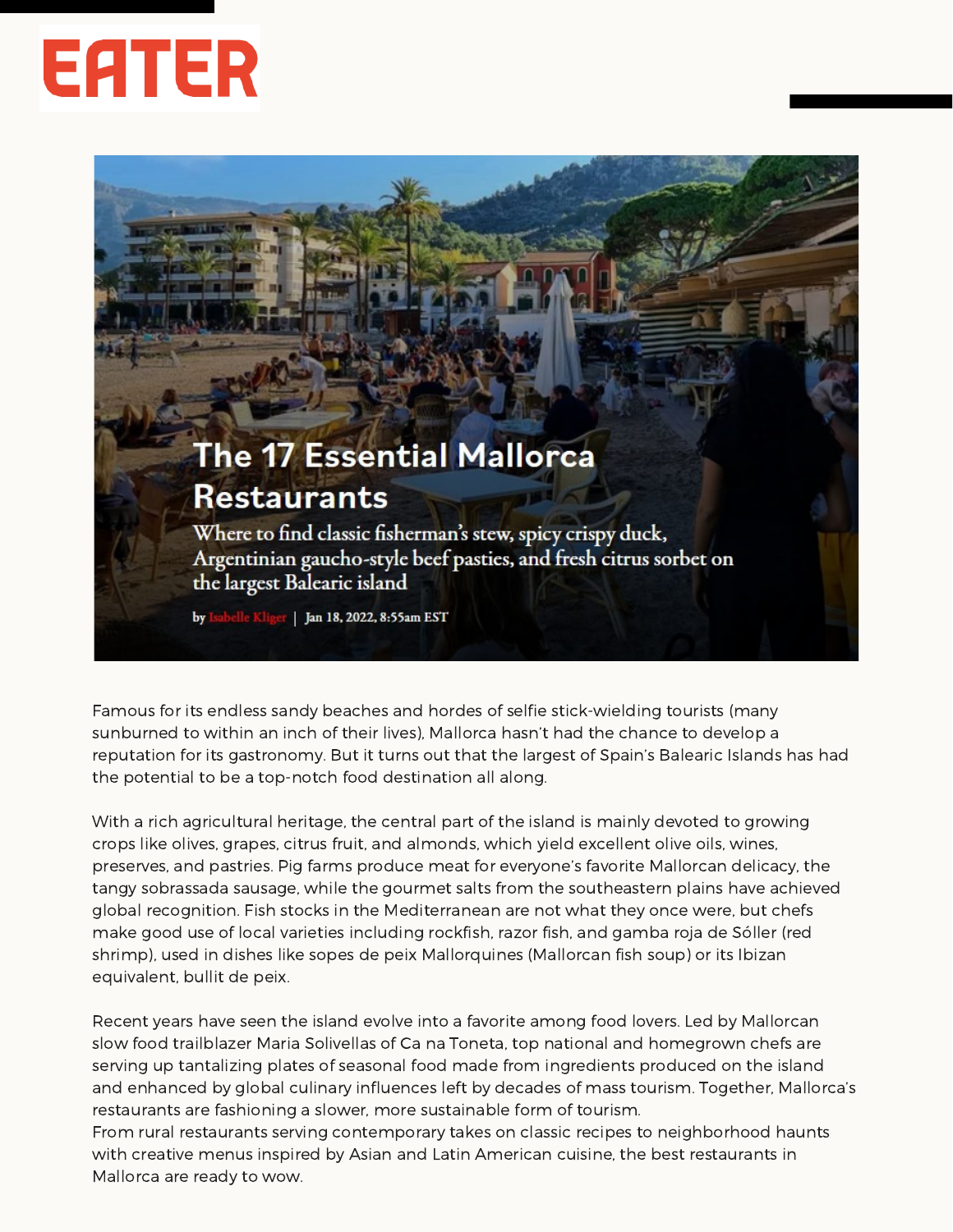# EATER

# The 17 Essential Mallorca Restaurants

## Where to find classic fisherman's stew, spicy crispy duck, Argentinian gaucho-style beef pasties, and fresh citrus sorbet on the largest Balearic island

by Isabelle Kliger | Jan 18, 2022, 8:55am EST

Famous for its endless sandy beaches and hordes of selfie stick-wielding tourists (many sunburned to within an inch of their lives), Mallorca hasn't had the chance to develop a reputation for its gastronomy. But it turns out that the largest of Spain's Balearic Islands has had the potential to be a top-notch food destination all along.

With a rich agricultural heritage, the central part of the island is mainly devoted to growing crops like olives, grapes, citrus fruit, and almonds, which yield excellent olive oils, wines, preserves, and pastries. Pig farms produce meat for everyone's favorite Mallorcan delicacy, the tangy sobrassada sausage, while the gourmet salts from the southeastern plains have achieved global recognition. Fish stocks in the Mediterranean are not what they once were, but chefs make good use of local varieties including rockfish, razor fish, and gamba roja de Sóller (red shrimp), used in dishes like sopes de peix Mallorquines (Mallorcan fish soup) or its Ibizan equivalent, bullit de peix.

Recent years have seen the island evolve into a favorite among food lovers. Led by Mallorcan slow food trailblazer Maria Solivellas of Ca na Toneta, top national and homegrown chefs are serving up tantalizing plates of seasonal food made from ingredients produced on the island and enhanced by global culinary influences left by decades of mass tourism. Together, Mallorca's restaurants are fashioning a slower, more sustainable form of tourism.
From rural restaurants serving contemporary takes on classic recipes to neighborhood haunts with creative menus inspired by Asian and Latin American cuisine, the best restaurants in Mallorca are ready to wow.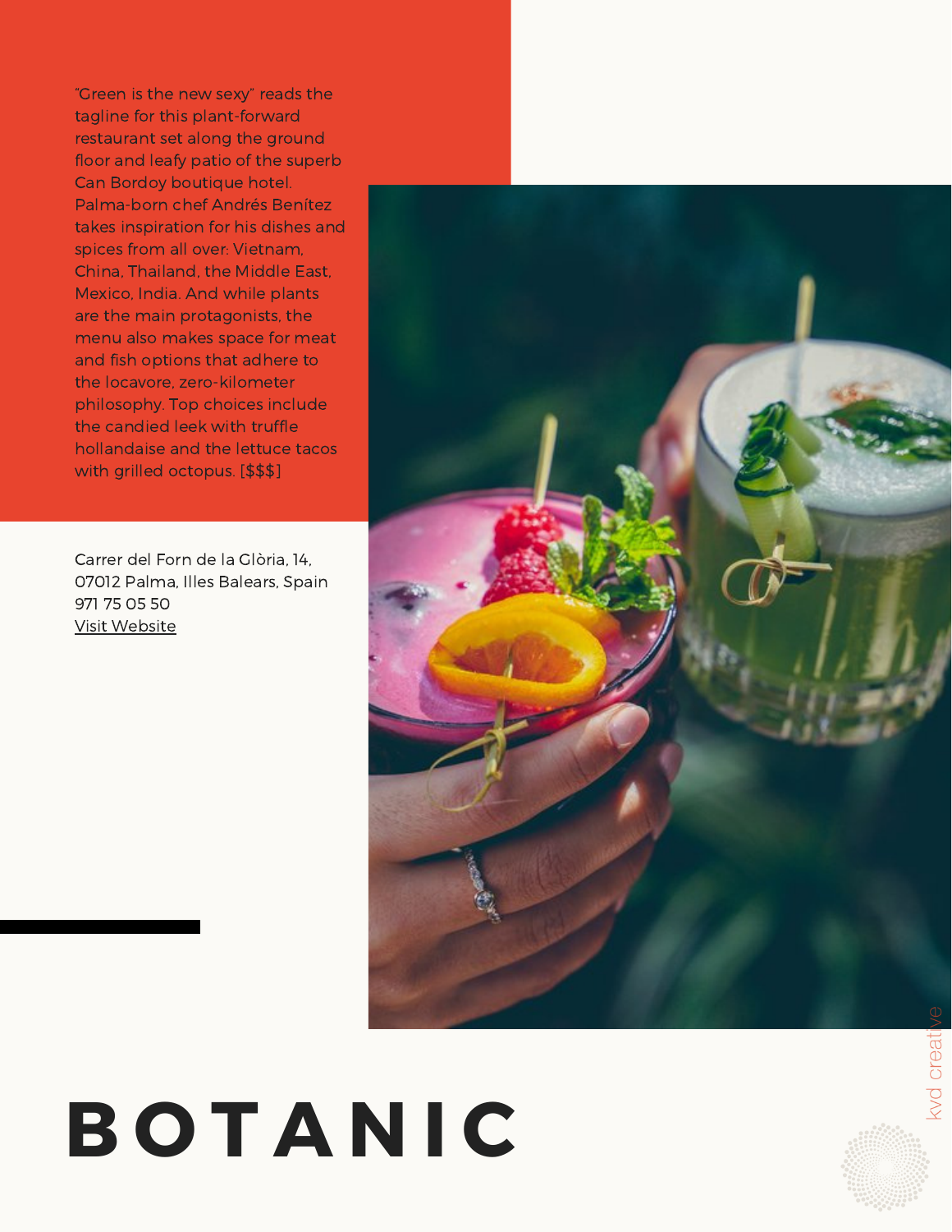# BOTANIC

“Green is the new sexy” reads the tagline for this plant-forward restaurant set along the ground floor and leafy patio of the superb Can Bordoy boutique hotel. Palma-born chef Andrés Benítez takes inspiration for his dishes and spices from all over: Vietnam, China, Thailand, the Middle East, Mexico, India. And while plants are the main protagonists, the menu also makes space for meat and fish options that adhere to the locavore, zero-kilometer philosophy. Top choices include the candied leek with truffle hollandaise and the lettuce tacos with grilled octopus. [$$$]

Carrer del Forn de la Glòria, 14,
07012 Palma, Illes Balears, Spain
971 75 05 50
Visit Website

kvd creative